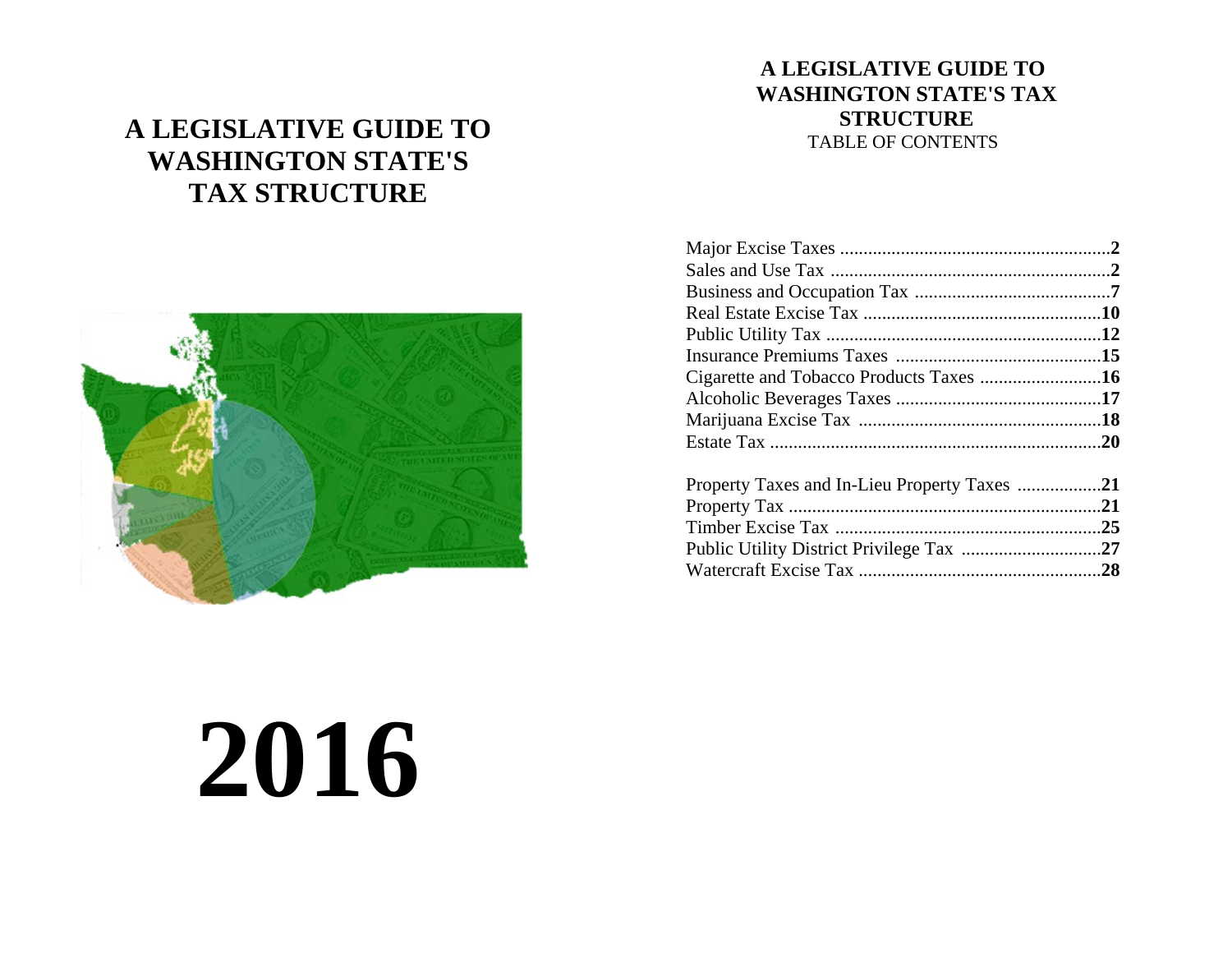# A LEGISLATIVE GUIDE TO WASHINGTON STATE'S TAX STRUCTURE

# 2016

## A LEGISLATIVE GUIDE TO WASHINGTON STATE'S TAX STRUCTURE

TABLE OF CONTENTS

| | |
|---|---|
| Major Excise Taxes | **2** |
| Sales and Use Tax | **2** |
| Business and Occupation Tax | **7** |
| Real Estate Excise Tax | **10** |
| Public Utility Tax | **12** |
| Insurance Premiums Taxes | **15** |
| Cigarette and Tobacco Products Taxes | **16** |
| Alcoholic Beverages Taxes | **17** |
| Marijuana Excise Tax | **18** |
| Estate Tax | **20** |
| | |
| Property Taxes and In-Lieu Property Taxes | **21** |
| Property Tax | **21** |
| Timber Excise Tax | **25** |
| Public Utility District Privilege Tax | **27** |
| Watercraft Excise Tax | **28** |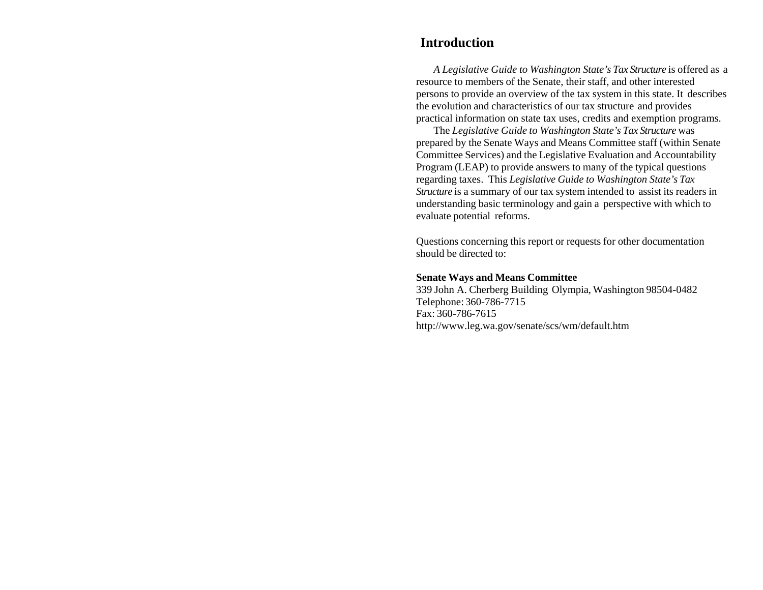## Introduction

*A Legislative Guide to Washington State's Tax Structure* is offered as a resource to members of the Senate, their staff, and other interested persons to provide an overview of the tax system in this state. It describes the evolution and characteristics of our tax structure and provides practical information on state tax uses, credits and exemption programs.

The *Legislative Guide to Washington State's Tax Structure* was prepared by the Senate Ways and Means Committee staff (within Senate Committee Services) and the Legislative Evaluation and Accountability Program (LEAP) to provide answers to many of the typical questions regarding taxes. This *Legislative Guide to Washington State's Tax Structure* is a summary of our tax system intended to assist its readers in understanding basic terminology and gain a perspective with which to evaluate potential reforms.

Questions concerning this report or requests for other documentation should be directed to:

**Senate Ways and Means Committee**
339 John A. Cherberg Building Olympia, Washington 98504-0482
Telephone: 360-786-7715
Fax: 360-786-7615
http://www.leg.wa.gov/senate/scs/wm/default.htm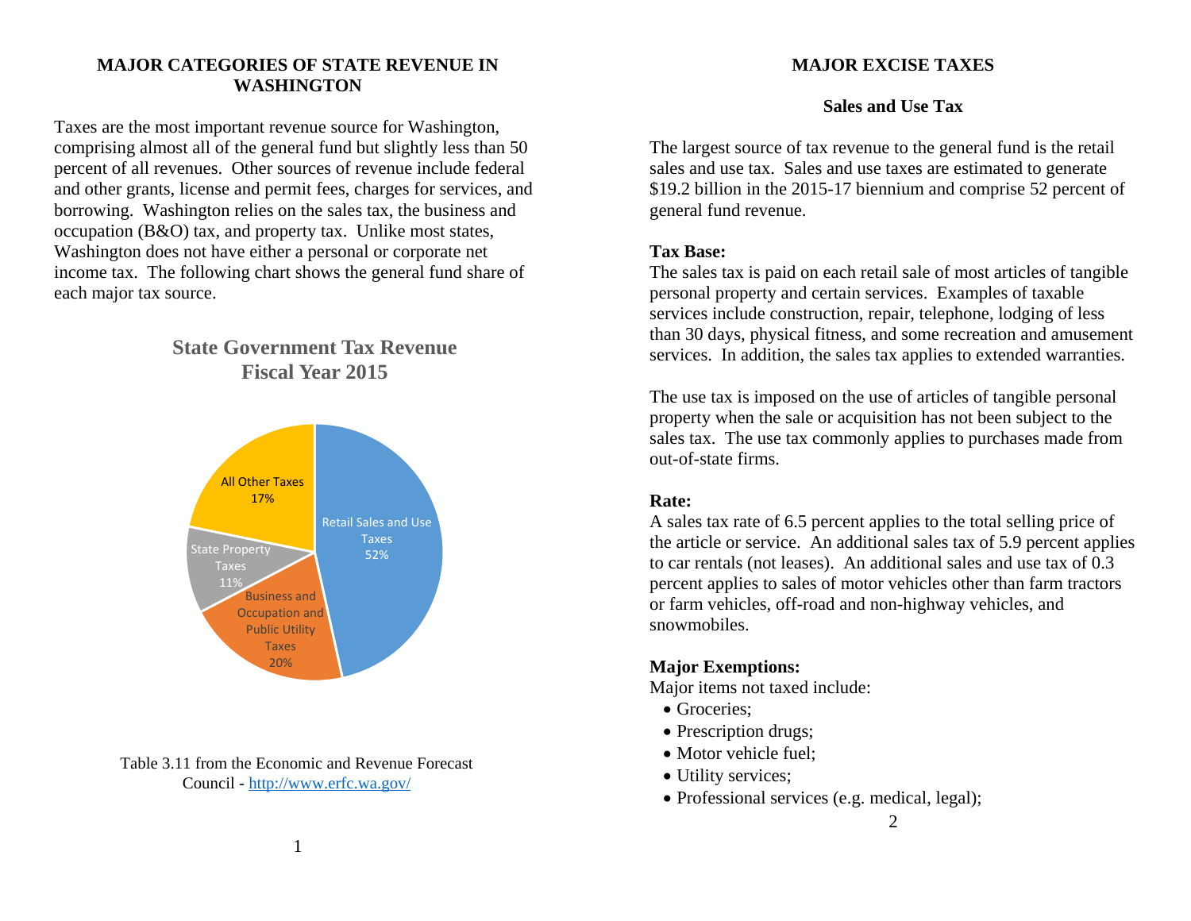# MAJOR CATEGORIES OF STATE REVENUE IN WASHINGTON

Taxes are the most important revenue source for Washington, comprising almost all of the general fund but slightly less than 50 percent of all revenues. Other sources of revenue include federal and other grants, license and permit fees, charges for services, and borrowing. Washington relies on the sales tax, the business and occupation (B&O) tax, and property tax. Unlike most states, Washington does not have either a personal or corporate net income tax. The following chart shows the general fund share of each major tax source.

**State Government Tax Revenue Fiscal Year 2015**

| Tax Source | Share |
| --- | --- |
| Retail Sales and Use Taxes | 52% |
| Business and Occupation and Public Utility Taxes | 20% |
| State Property Taxes | 11% |
| All Other Taxes | 17% |

Table 3.11 from the Economic and Revenue Forecast Council - http://www.erfc.wa.gov/

# MAJOR EXCISE TAXES

## Sales and Use Tax

The largest source of tax revenue to the general fund is the retail sales and use tax. Sales and use taxes are estimated to generate $19.2 billion in the 2015-17 biennium and comprise 52 percent of general fund revenue.

**Tax Base:**

The sales tax is paid on each retail sale of most articles of tangible personal property and certain services. Examples of taxable services include construction, repair, telephone, lodging of less than 30 days, physical fitness, and some recreation and amusement services. In addition, the sales tax applies to extended warranties.

The use tax is imposed on the use of articles of tangible personal property when the sale or acquisition has not been subject to the sales tax. The use tax commonly applies to purchases made from out-of-state firms.

**Rate:**

A sales tax rate of 6.5 percent applies to the total selling price of the article or service. An additional sales tax of 5.9 percent applies to car rentals (not leases). An additional sales and use tax of 0.3 percent applies to sales of motor vehicles other than farm tractors or farm vehicles, off-road and non-highway vehicles, and snowmobiles.

**Major Exemptions:**

Major items not taxed include:

- Groceries;
- Prescription drugs;
- Motor vehicle fuel;
- Utility services;
- Professional services (e.g. medical, legal);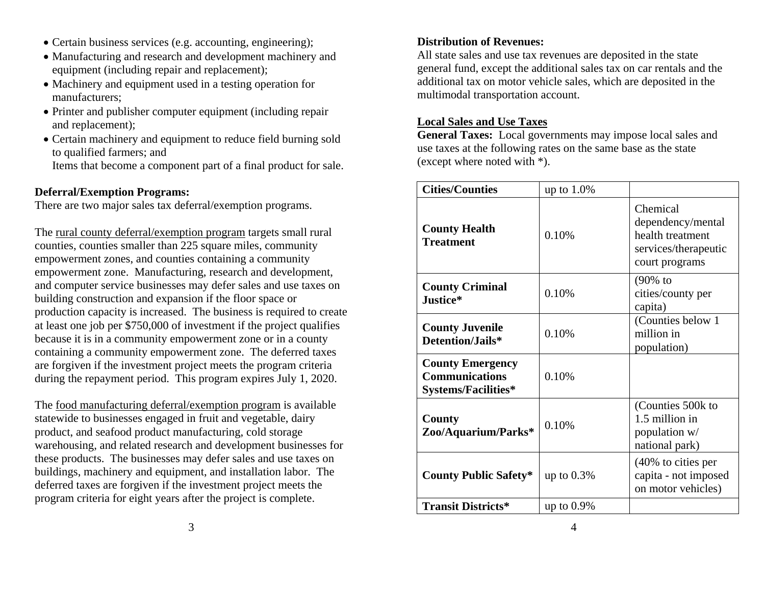- Certain business services (e.g. accounting, engineering);
- Manufacturing and research and development machinery and equipment (including repair and replacement);
- Machinery and equipment used in a testing operation for manufacturers;
- Printer and publisher computer equipment (including repair and replacement);
- Certain machinery and equipment to reduce field burning sold to qualified farmers; and

  Items that become a component part of a final product for sale.

**Deferral/Exemption Programs:**
There are two major sales tax deferral/exemption programs.

The rural county deferral/exemption program targets small rural counties, counties smaller than 225 square miles, community empowerment zones, and counties containing a community empowerment zone. Manufacturing, research and development, and computer service businesses may defer sales and use taxes on building construction and expansion if the floor space or production capacity is increased. The business is required to create at least one job per $750,000 of investment if the project qualifies because it is in a community empowerment zone or in a county containing a community empowerment zone. The deferred taxes are forgiven if the investment project meets the program criteria during the repayment period. This program expires July 1, 2020.

The food manufacturing deferral/exemption program is available statewide to businesses engaged in fruit and vegetable, dairy product, and seafood product manufacturing, cold storage warehousing, and related research and development businesses for these products. The businesses may defer sales and use taxes on buildings, machinery and equipment, and installation labor. The deferred taxes are forgiven if the investment project meets the program criteria for eight years after the project is complete.

**Distribution of Revenues:**
All state sales and use tax revenues are deposited in the state general fund, except the additional sales tax on car rentals and the additional tax on motor vehicle sales, which are deposited in the multimodal transportation account.

## Local Sales and Use Taxes

**General Taxes:** Local governments may impose local sales and use taxes at the following rates on the same base as the state (except where noted with *).

| **Cities/Counties** | up to 1.0% | |
|---|---|---|
| **County Health Treatment** | 0.10% | Chemical dependency/mental health treatment services/therapeutic court programs |
| **County Criminal Justice*** | 0.10% | (90% to cities/county per capita) |
| **County Juvenile Detention/Jails*** | 0.10% | (Counties below 1 million in population) |
| **County Emergency Communications Systems/Facilities*** | 0.10% | |
| **County Zoo/Aquarium/Parks*** | 0.10% | (Counties 500k to 1.5 million in population w/ national park) |
| **County Public Safety*** | up to 0.3% | (40% to cities per capita - not imposed on motor vehicles) |
| **Transit Districts*** | up to 0.9% | |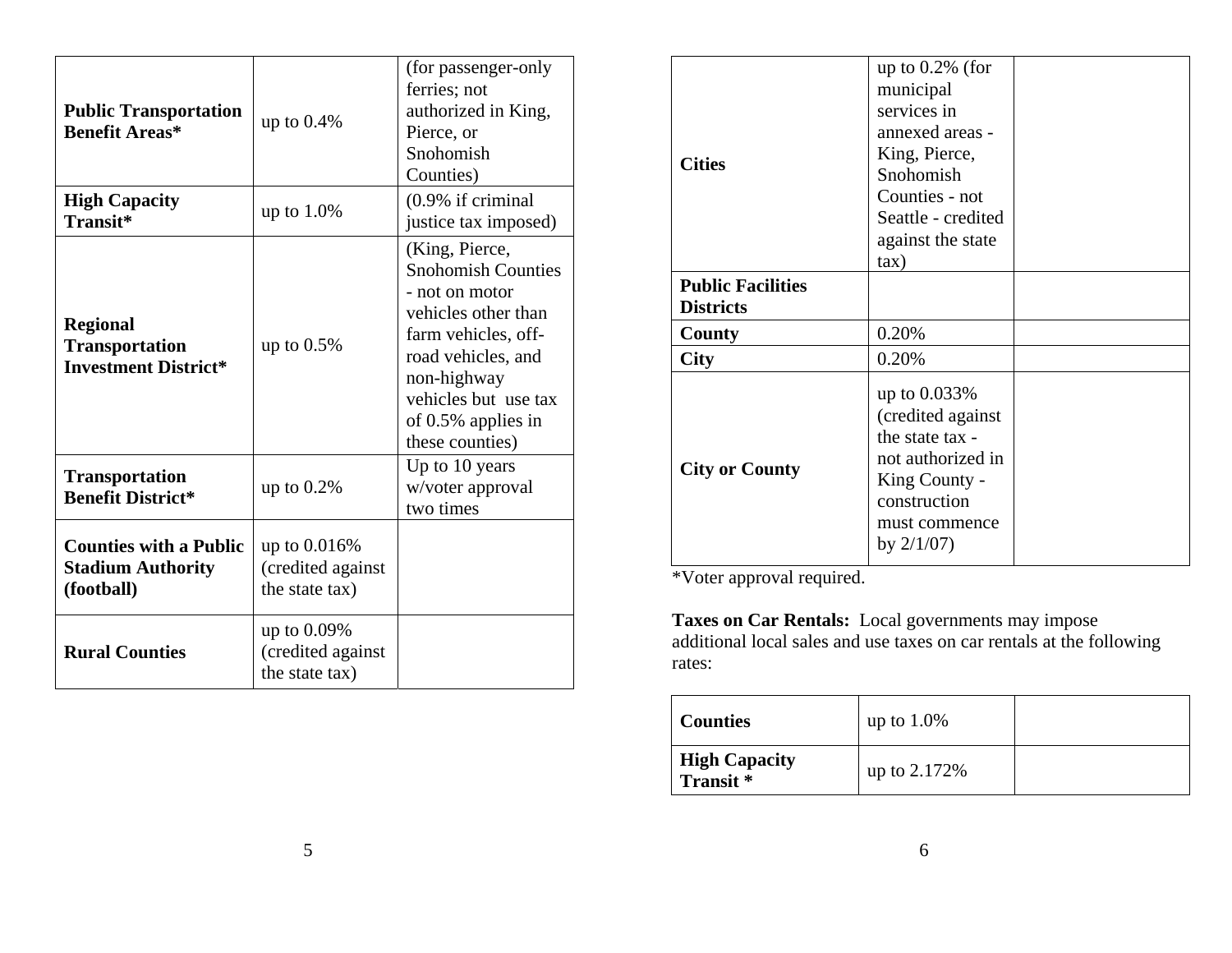| | | |
|---|---|---|
| **Public Transportation Benefit Areas*** | up to 0.4% | (for passenger-only ferries; not authorized in King, Pierce, or Snohomish Counties) |
| **High Capacity Transit*** | up to 1.0% | (0.9% if criminal justice tax imposed) |
| **Regional Transportation Investment District*** | up to 0.5% | (King, Pierce, Snohomish Counties - not on motor vehicles other than farm vehicles, off-road vehicles, and non-highway vehicles but use tax of 0.5% applies in these counties) |
| **Transportation Benefit District*** | up to 0.2% | Up to 10 years w/voter approval two times |
| **Counties with a Public Stadium Authority (football)** | up to 0.016% (credited against the state tax) | |
| **Rural Counties** | up to 0.09% (credited against the state tax) | |
| **Cities** | up to 0.2% (for municipal services in annexed areas - King, Pierce, Snohomish Counties - not Seattle - credited against the state tax) | |
| **Public Facilities Districts** | | |
| **County** | 0.20% | |
| **City** | 0.20% | |
| **City or County** | up to 0.033% (credited against the state tax - not authorized in King County - construction must commence by 2/1/07) | |

*Voter approval required.

**Taxes on Car Rentals:** Local governments may impose additional local sales and use taxes on car rentals at the following rates:

| | | |
|---|---|---|
| **Counties** | up to 1.0% | |
| **High Capacity Transit *** | up to 2.172% | |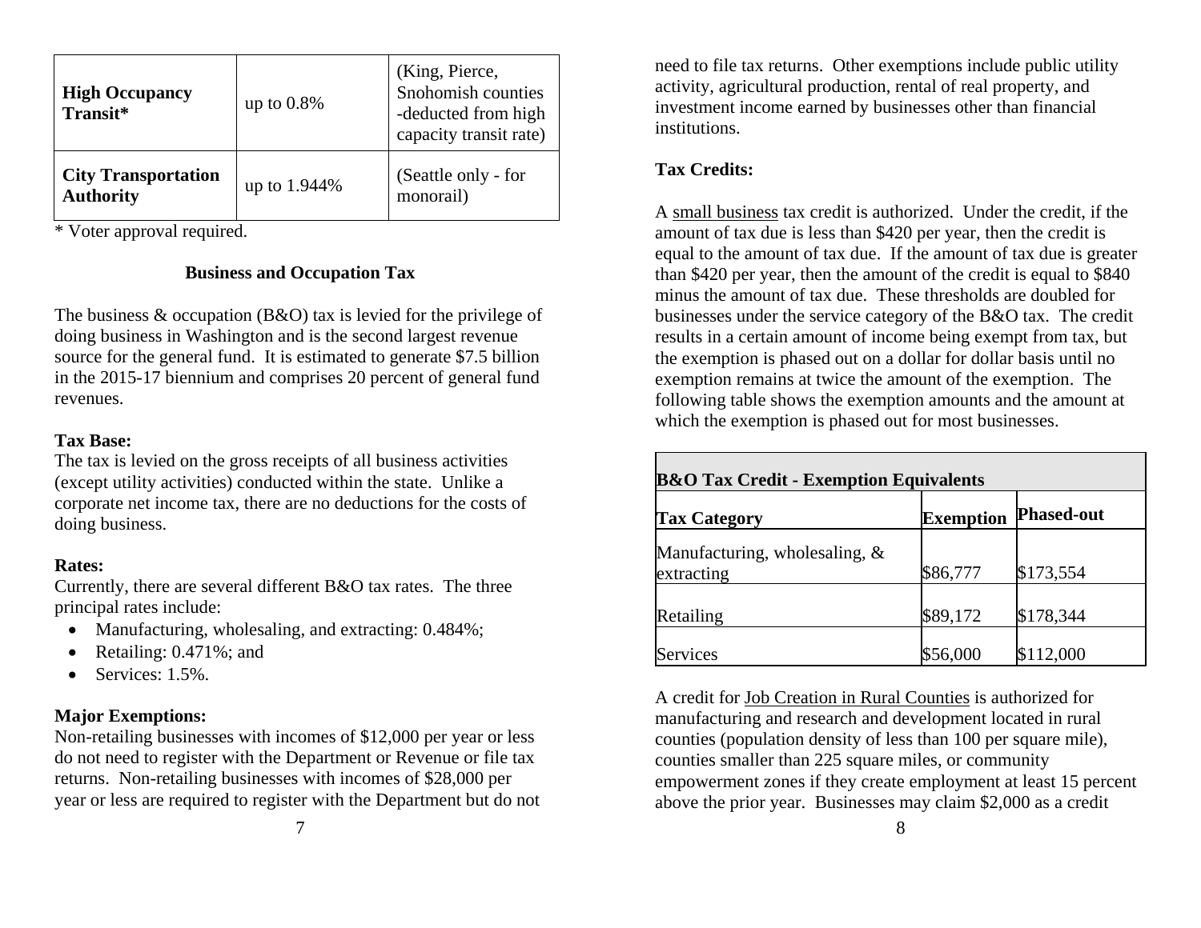| | | |
|---|---|---|
| **High Occupancy Transit*** | up to 0.8% | (King, Pierce, Snohomish counties -deducted from high capacity transit rate) |
| **City Transportation Authority** | up to 1.944% | (Seattle only - for monorail) |

* Voter approval required.

## Business and Occupation Tax

The business & occupation (B&O) tax is levied for the privilege of doing business in Washington and is the second largest revenue source for the general fund. It is estimated to generate $7.5 billion in the 2015-17 biennium and comprises 20 percent of general fund revenues.

**Tax Base:**
The tax is levied on the gross receipts of all business activities (except utility activities) conducted within the state. Unlike a corporate net income tax, there are no deductions for the costs of doing business.

**Rates:**
Currently, there are several different B&O tax rates. The three principal rates include:

- Manufacturing, wholesaling, and extracting: 0.484%;
- Retailing: 0.471%; and
- Services: 1.5%.

**Major Exemptions:**
Non-retailing businesses with incomes of $12,000 per year or less do not need to register with the Department or Revenue or file tax returns. Non-retailing businesses with incomes of $28,000 per year or less are required to register with the Department but do not need to file tax returns. Other exemptions include public utility activity, agricultural production, rental of real property, and investment income earned by businesses other than financial institutions.

**Tax Credits:**

A small business tax credit is authorized. Under the credit, if the amount of tax due is less than $420 per year, then the credit is equal to the amount of tax due. If the amount of tax due is greater than $420 per year, then the amount of the credit is equal to $840 minus the amount of tax due. These thresholds are doubled for businesses under the service category of the B&O tax. The credit results in a certain amount of income being exempt from tax, but the exemption is phased out on a dollar for dollar basis until no exemption remains at twice the amount of the exemption. The following table shows the exemption amounts and the amount at which the exemption is phased out for most businesses.

| **B&O Tax Credit - Exemption Equivalents** | | |
|---|---|---|
| **Tax Category** | **Exemption** | **Phased-out** |
| Manufacturing, wholesaling, & extracting | $86,777 | $173,554 |
| Retailing | $89,172 | $178,344 |
| Services | $56,000 | $112,000 |

A credit for Job Creation in Rural Counties is authorized for manufacturing and research and development located in rural counties (population density of less than 100 per square mile), counties smaller than 225 square miles, or community empowerment zones if they create employment at least 15 percent above the prior year. Businesses may claim $2,000 as a credit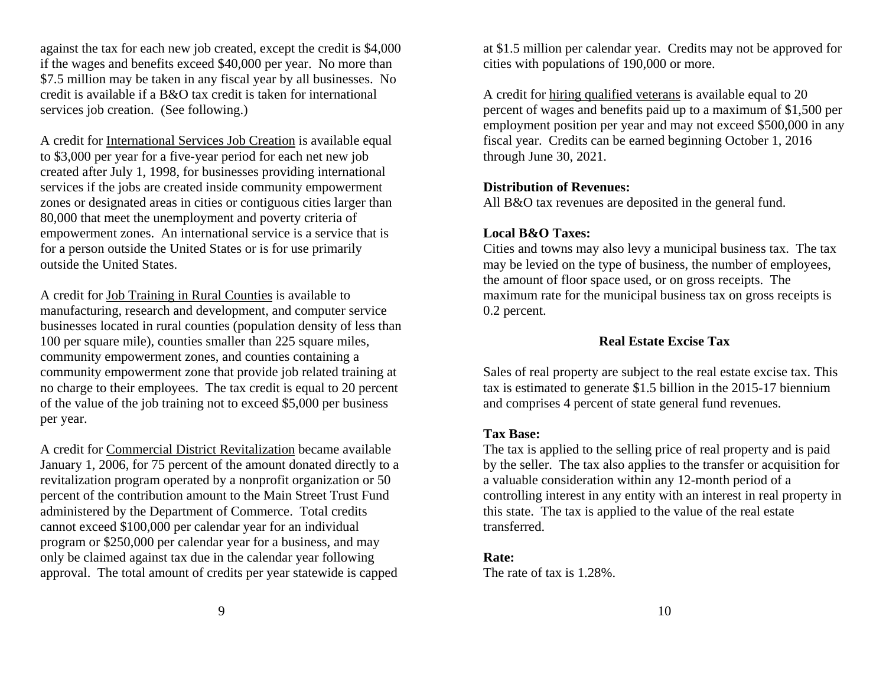against the tax for each new job created, except the credit is $4,000 if the wages and benefits exceed $40,000 per year. No more than $7.5 million may be taken in any fiscal year by all businesses. No credit is available if a B&O tax credit is taken for international services job creation. (See following.)

A credit for International Services Job Creation is available equal to $3,000 per year for a five-year period for each net new job created after July 1, 1998, for businesses providing international services if the jobs are created inside community empowerment zones or designated areas in cities or contiguous cities larger than 80,000 that meet the unemployment and poverty criteria of empowerment zones. An international service is a service that is for a person outside the United States or is for use primarily outside the United States.

A credit for Job Training in Rural Counties is available to manufacturing, research and development, and computer service businesses located in rural counties (population density of less than 100 per square mile), counties smaller than 225 square miles, community empowerment zones, and counties containing a community empowerment zone that provide job related training at no charge to their employees. The tax credit is equal to 20 percent of the value of the job training not to exceed $5,000 per business per year.

A credit for Commercial District Revitalization became available January 1, 2006, for 75 percent of the amount donated directly to a revitalization program operated by a nonprofit organization or 50 percent of the contribution amount to the Main Street Trust Fund administered by the Department of Commerce. Total credits cannot exceed $100,000 per calendar year for an individual program or $250,000 per calendar year for a business, and may only be claimed against tax due in the calendar year following approval. The total amount of credits per year statewide is capped at $1.5 million per calendar year. Credits may not be approved for cities with populations of 190,000 or more.

A credit for hiring qualified veterans is available equal to 20 percent of wages and benefits paid up to a maximum of $1,500 per employment position per year and may not exceed $500,000 in any fiscal year. Credits can be earned beginning October 1, 2016 through June 30, 2021.

**Distribution of Revenues:**
All B&O tax revenues are deposited in the general fund.

**Local B&O Taxes:**
Cities and towns may also levy a municipal business tax. The tax may be levied on the type of business, the number of employees, the amount of floor space used, or on gross receipts. The maximum rate for the municipal business tax on gross receipts is 0.2 percent.

## Real Estate Excise Tax

Sales of real property are subject to the real estate excise tax. This tax is estimated to generate $1.5 billion in the 2015-17 biennium and comprises 4 percent of state general fund revenues.

**Tax Base:**
The tax is applied to the selling price of real property and is paid by the seller. The tax also applies to the transfer or acquisition for a valuable consideration within any 12-month period of a controlling interest in any entity with an interest in real property in this state. The tax is applied to the value of the real estate transferred.

**Rate:**
The rate of tax is 1.28%.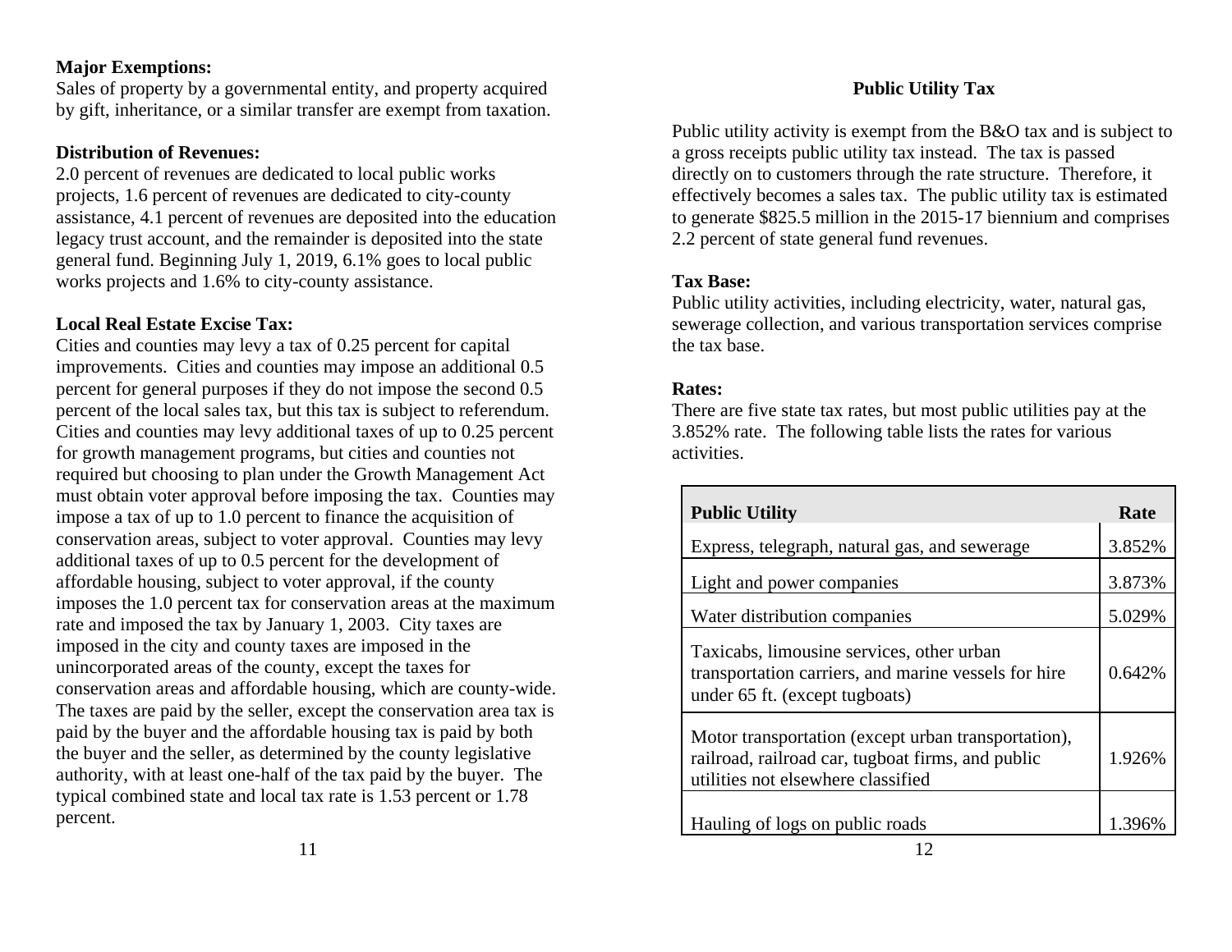**Major Exemptions:**
Sales of property by a governmental entity, and property acquired by gift, inheritance, or a similar transfer are exempt from taxation.

**Distribution of Revenues:**
2.0 percent of revenues are dedicated to local public works projects, 1.6 percent of revenues are dedicated to city-county assistance, 4.1 percent of revenues are deposited into the education legacy trust account, and the remainder is deposited into the state general fund. Beginning July 1, 2019, 6.1% goes to local public works projects and 1.6% to city-county assistance.

**Local Real Estate Excise Tax:**
Cities and counties may levy a tax of 0.25 percent for capital improvements. Cities and counties may impose an additional 0.5 percent for general purposes if they do not impose the second 0.5 percent of the local sales tax, but this tax is subject to referendum. Cities and counties may levy additional taxes of up to 0.25 percent for growth management programs, but cities and counties not required but choosing to plan under the Growth Management Act must obtain voter approval before imposing the tax. Counties may impose a tax of up to 1.0 percent to finance the acquisition of conservation areas, subject to voter approval. Counties may levy additional taxes of up to 0.5 percent for the development of affordable housing, subject to voter approval, if the county imposes the 1.0 percent tax for conservation areas at the maximum rate and imposed the tax by January 1, 2003. City taxes are imposed in the city and county taxes are imposed in the unincorporated areas of the county, except the taxes for conservation areas and affordable housing, which are county-wide. The taxes are paid by the seller, except the conservation area tax is paid by the buyer and the affordable housing tax is paid by both the buyer and the seller, as determined by the county legislative authority, with at least one-half of the tax paid by the buyer. The typical combined state and local tax rate is 1.53 percent or 1.78 percent.

## Public Utility Tax

Public utility activity is exempt from the B&O tax and is subject to a gross receipts public utility tax instead. The tax is passed directly on to customers through the rate structure. Therefore, it effectively becomes a sales tax. The public utility tax is estimated to generate $825.5 million in the 2015-17 biennium and comprises 2.2 percent of state general fund revenues.

**Tax Base:**
Public utility activities, including electricity, water, natural gas, sewerage collection, and various transportation services comprise the tax base.

**Rates:**
There are five state tax rates, but most public utilities pay at the 3.852% rate. The following table lists the rates for various activities.

| Public Utility | Rate |
|---|---|
| Express, telegraph, natural gas, and sewerage | 3.852% |
| Light and power companies | 3.873% |
| Water distribution companies | 5.029% |
| Taxicabs, limousine services, other urban transportation carriers, and marine vessels for hire under 65 ft. (except tugboats) | 0.642% |
| Motor transportation (except urban transportation), railroad, railroad car, tugboat firms, and public utilities not elsewhere classified | 1.926% |
| Hauling of logs on public roads | 1.396% |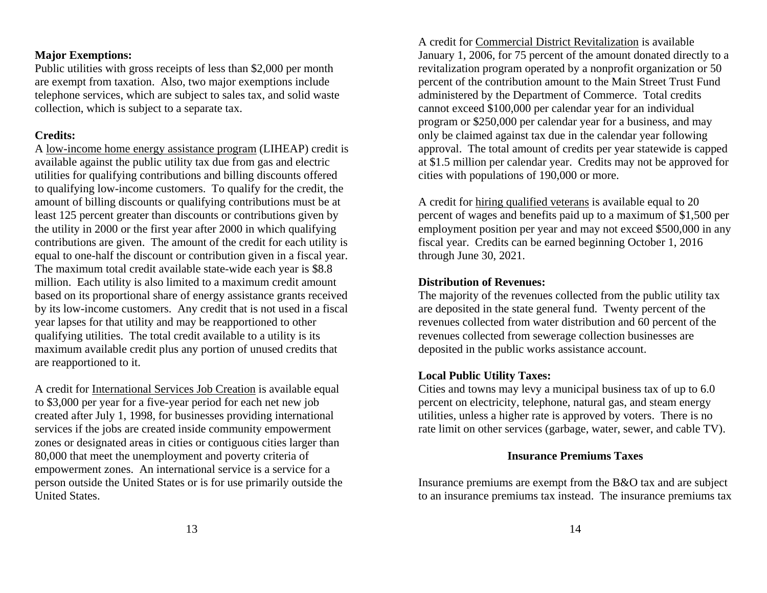**Major Exemptions:**
Public utilities with gross receipts of less than $2,000 per month are exempt from taxation. Also, two major exemptions include telephone services, which are subject to sales tax, and solid waste collection, which is subject to a separate tax.

**Credits:**
A low-income home energy assistance program (LIHEAP) credit is available against the public utility tax due from gas and electric utilities for qualifying contributions and billing discounts offered to qualifying low-income customers. To qualify for the credit, the amount of billing discounts or qualifying contributions must be at least 125 percent greater than discounts or contributions given by the utility in 2000 or the first year after 2000 in which qualifying contributions are given. The amount of the credit for each utility is equal to one-half the discount or contribution given in a fiscal year. The maximum total credit available state-wide each year is $8.8 million. Each utility is also limited to a maximum credit amount based on its proportional share of energy assistance grants received by its low-income customers. Any credit that is not used in a fiscal year lapses for that utility and may be reapportioned to other qualifying utilities. The total credit available to a utility is its maximum available credit plus any portion of unused credits that are reapportioned to it.

A credit for International Services Job Creation is available equal to $3,000 per year for a five-year period for each net new job created after July 1, 1998, for businesses providing international services if the jobs are created inside community empowerment zones or designated areas in cities or contiguous cities larger than 80,000 that meet the unemployment and poverty criteria of empowerment zones. An international service is a service for a person outside the United States or is for use primarily outside the United States.

A credit for Commercial District Revitalization is available January 1, 2006, for 75 percent of the amount donated directly to a revitalization program operated by a nonprofit organization or 50 percent of the contribution amount to the Main Street Trust Fund administered by the Department of Commerce. Total credits cannot exceed $100,000 per calendar year for an individual program or $250,000 per calendar year for a business, and may only be claimed against tax due in the calendar year following approval. The total amount of credits per year statewide is capped at $1.5 million per calendar year. Credits may not be approved for cities with populations of 190,000 or more.

A credit for hiring qualified veterans is available equal to 20 percent of wages and benefits paid up to a maximum of $1,500 per employment position per year and may not exceed $500,000 in any fiscal year. Credits can be earned beginning October 1, 2016 through June 30, 2021.

**Distribution of Revenues:**
The majority of the revenues collected from the public utility tax are deposited in the state general fund. Twenty percent of the revenues collected from water distribution and 60 percent of the revenues collected from sewerage collection businesses are deposited in the public works assistance account.

**Local Public Utility Taxes:**
Cities and towns may levy a municipal business tax of up to 6.0 percent on electricity, telephone, natural gas, and steam energy utilities, unless a higher rate is approved by voters. There is no rate limit on other services (garbage, water, sewer, and cable TV).

## Insurance Premiums Taxes

Insurance premiums are exempt from the B&O tax and are subject to an insurance premiums tax instead. The insurance premiums tax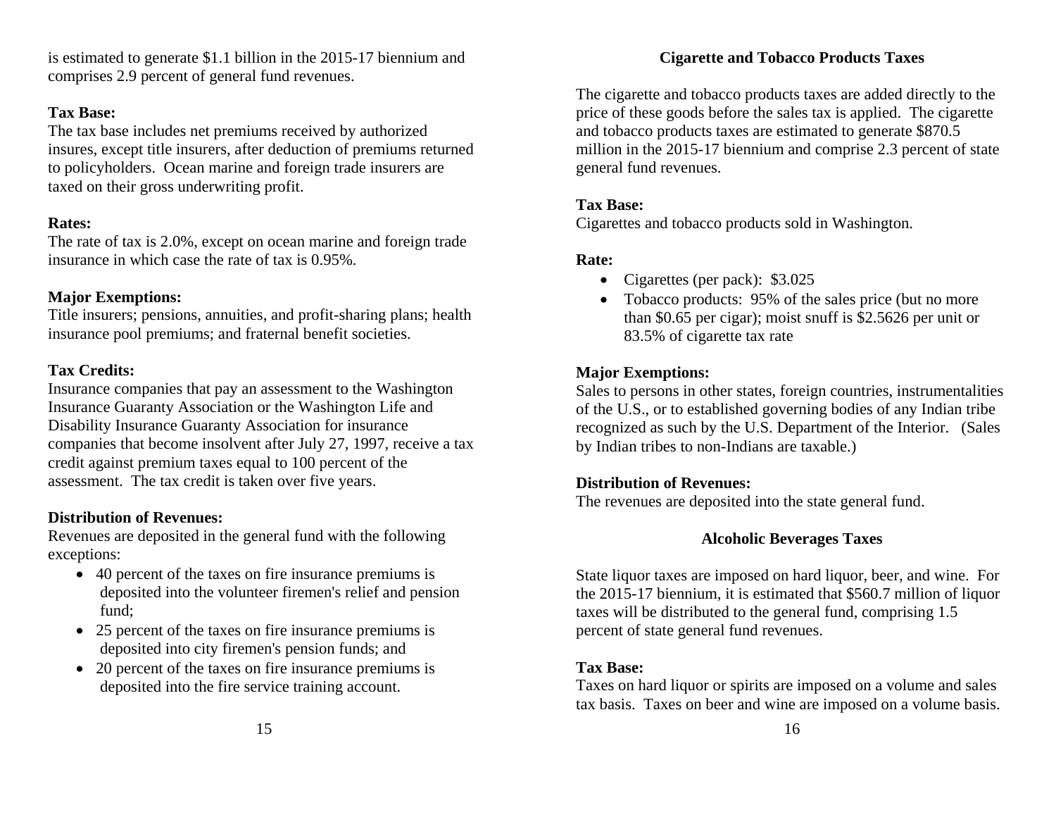is estimated to generate $1.1 billion in the 2015-17 biennium and comprises 2.9 percent of general fund revenues.

**Tax Base:**
The tax base includes net premiums received by authorized insures, except title insurers, after deduction of premiums returned to policyholders. Ocean marine and foreign trade insurers are taxed on their gross underwriting profit.

**Rates:**
The rate of tax is 2.0%, except on ocean marine and foreign trade insurance in which case the rate of tax is 0.95%.

**Major Exemptions:**
Title insurers; pensions, annuities, and profit-sharing plans; health insurance pool premiums; and fraternal benefit societies.

**Tax Credits:**
Insurance companies that pay an assessment to the Washington Insurance Guaranty Association or the Washington Life and Disability Insurance Guaranty Association for insurance companies that become insolvent after July 27, 1997, receive a tax credit against premium taxes equal to 100 percent of the assessment. The tax credit is taken over five years.

**Distribution of Revenues:**
Revenues are deposited in the general fund with the following exceptions:

- 40 percent of the taxes on fire insurance premiums is deposited into the volunteer firemen's relief and pension fund;
- 25 percent of the taxes on fire insurance premiums is deposited into city firemen's pension funds; and
- 20 percent of the taxes on fire insurance premiums is deposited into the fire service training account.

## Cigarette and Tobacco Products Taxes

The cigarette and tobacco products taxes are added directly to the price of these goods before the sales tax is applied. The cigarette and tobacco products taxes are estimated to generate $870.5 million in the 2015-17 biennium and comprise 2.3 percent of state general fund revenues.

**Tax Base:**
Cigarettes and tobacco products sold in Washington.

**Rate:**

- Cigarettes (per pack): $3.025
- Tobacco products: 95% of the sales price (but no more than $0.65 per cigar); moist snuff is $2.5626 per unit or 83.5% of cigarette tax rate

**Major Exemptions:**
Sales to persons in other states, foreign countries, instrumentalities of the U.S., or to established governing bodies of any Indian tribe recognized as such by the U.S. Department of the Interior. (Sales by Indian tribes to non-Indians are taxable.)

**Distribution of Revenues:**
The revenues are deposited into the state general fund.

## Alcoholic Beverages Taxes

State liquor taxes are imposed on hard liquor, beer, and wine. For the 2015-17 biennium, it is estimated that $560.7 million of liquor taxes will be distributed to the general fund, comprising 1.5 percent of state general fund revenues.

**Tax Base:**
Taxes on hard liquor or spirits are imposed on a volume and sales tax basis. Taxes on beer and wine are imposed on a volume basis.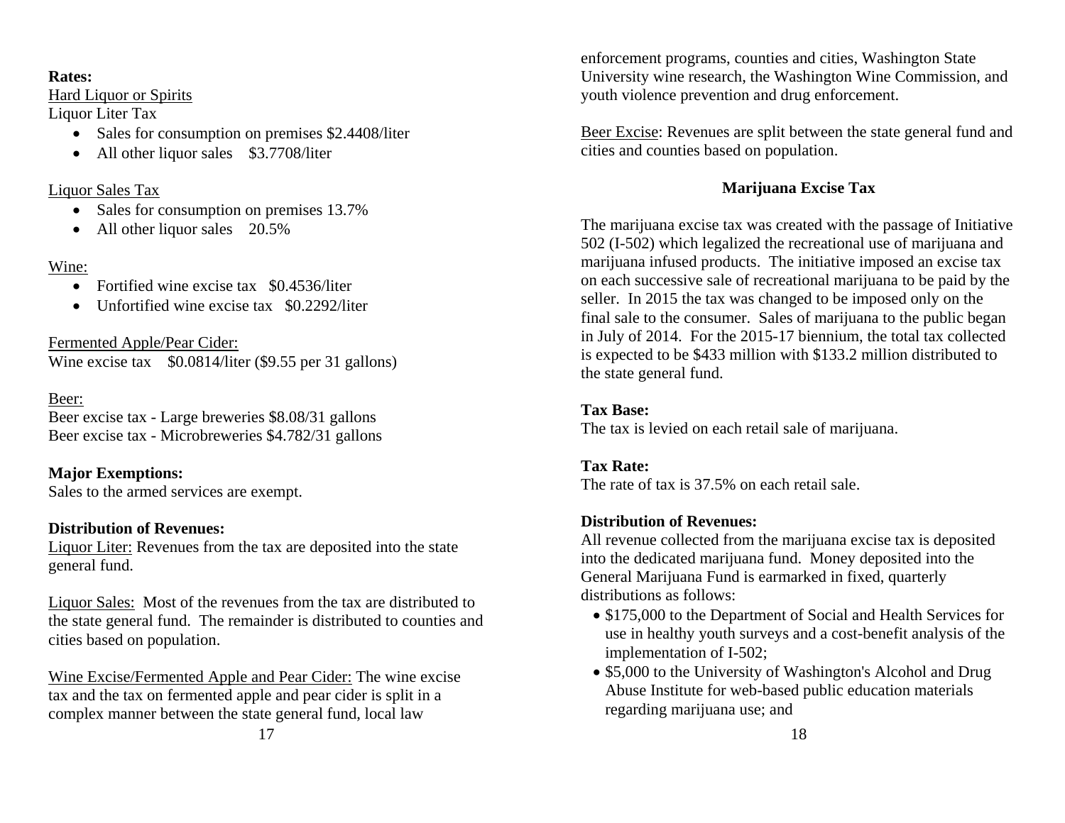**Rates:**

Hard Liquor or Spirits

Liquor Liter Tax

- Sales for consumption on premises $2.4408/liter
- All other liquor sales $3.7708/liter

Liquor Sales Tax

- Sales for consumption on premises 13.7%
- All other liquor sales 20.5%

Wine:

- Fortified wine excise tax $0.4536/liter
- Unfortified wine excise tax $0.2292/liter

Fermented Apple/Pear Cider:

Wine excise tax $0.0814/liter ($9.55 per 31 gallons)

Beer:

Beer excise tax - Large breweries $8.08/31 gallons

Beer excise tax - Microbreweries $4.782/31 gallons

**Major Exemptions:**

Sales to the armed services are exempt.

**Distribution of Revenues:**

Liquor Liter: Revenues from the tax are deposited into the state general fund.

Liquor Sales: Most of the revenues from the tax are distributed to the state general fund. The remainder is distributed to counties and cities based on population.

Wine Excise/Fermented Apple and Pear Cider: The wine excise tax and the tax on fermented apple and pear cider is split in a complex manner between the state general fund, local law enforcement programs, counties and cities, Washington State University wine research, the Washington Wine Commission, and youth violence prevention and drug enforcement.

Beer Excise: Revenues are split between the state general fund and cities and counties based on population.

## Marijuana Excise Tax

The marijuana excise tax was created with the passage of Initiative 502 (I-502) which legalized the recreational use of marijuana and marijuana infused products. The initiative imposed an excise tax on each successive sale of recreational marijuana to be paid by the seller. In 2015 the tax was changed to be imposed only on the final sale to the consumer. Sales of marijuana to the public began in July of 2014. For the 2015-17 biennium, the total tax collected is expected to be $433 million with $133.2 million distributed to the state general fund.

**Tax Base:**

The tax is levied on each retail sale of marijuana.

**Tax Rate:**

The rate of tax is 37.5% on each retail sale.

**Distribution of Revenues:**

All revenue collected from the marijuana excise tax is deposited into the dedicated marijuana fund. Money deposited into the General Marijuana Fund is earmarked in fixed, quarterly distributions as follows:

- $175,000 to the Department of Social and Health Services for use in healthy youth surveys and a cost-benefit analysis of the implementation of I-502;
- $5,000 to the University of Washington's Alcohol and Drug Abuse Institute for web-based public education materials regarding marijuana use; and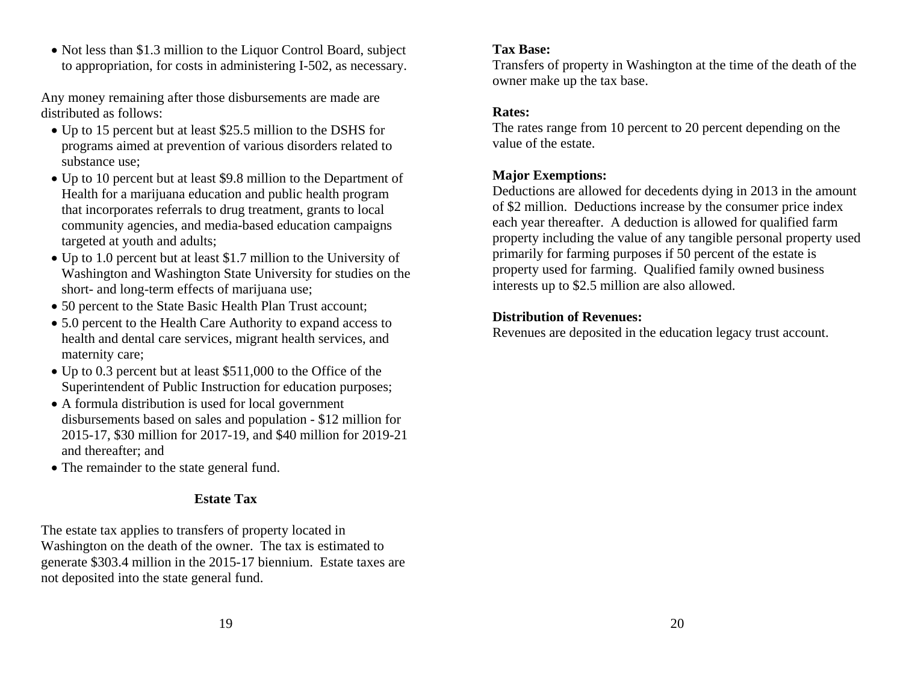- Not less than $1.3 million to the Liquor Control Board, subject to appropriation, for costs in administering I-502, as necessary.

Any money remaining after those disbursements are made are distributed as follows:

- Up to 15 percent but at least $25.5 million to the DSHS for programs aimed at prevention of various disorders related to substance use;
- Up to 10 percent but at least $9.8 million to the Department of Health for a marijuana education and public health program that incorporates referrals to drug treatment, grants to local community agencies, and media-based education campaigns targeted at youth and adults;
- Up to 1.0 percent but at least $1.7 million to the University of Washington and Washington State University for studies on the short- and long-term effects of marijuana use;
- 50 percent to the State Basic Health Plan Trust account;
- 5.0 percent to the Health Care Authority to expand access to health and dental care services, migrant health services, and maternity care;
- Up to 0.3 percent but at least $511,000 to the Office of the Superintendent of Public Instruction for education purposes;
- A formula distribution is used for local government disbursements based on sales and population - $12 million for 2015-17, $30 million for 2017-19, and $40 million for 2019-21 and thereafter; and
- The remainder to the state general fund.

## Estate Tax

The estate tax applies to transfers of property located in Washington on the death of the owner. The tax is estimated to generate $303.4 million in the 2015-17 biennium. Estate taxes are not deposited into the state general fund.

**Tax Base:**
Transfers of property in Washington at the time of the death of the owner make up the tax base.

**Rates:**
The rates range from 10 percent to 20 percent depending on the value of the estate.

**Major Exemptions:**
Deductions are allowed for decedents dying in 2013 in the amount of $2 million. Deductions increase by the consumer price index each year thereafter. A deduction is allowed for qualified farm property including the value of any tangible personal property used primarily for farming purposes if 50 percent of the estate is property used for farming. Qualified family owned business interests up to $2.5 million are also allowed.

**Distribution of Revenues:**
Revenues are deposited in the education legacy trust account.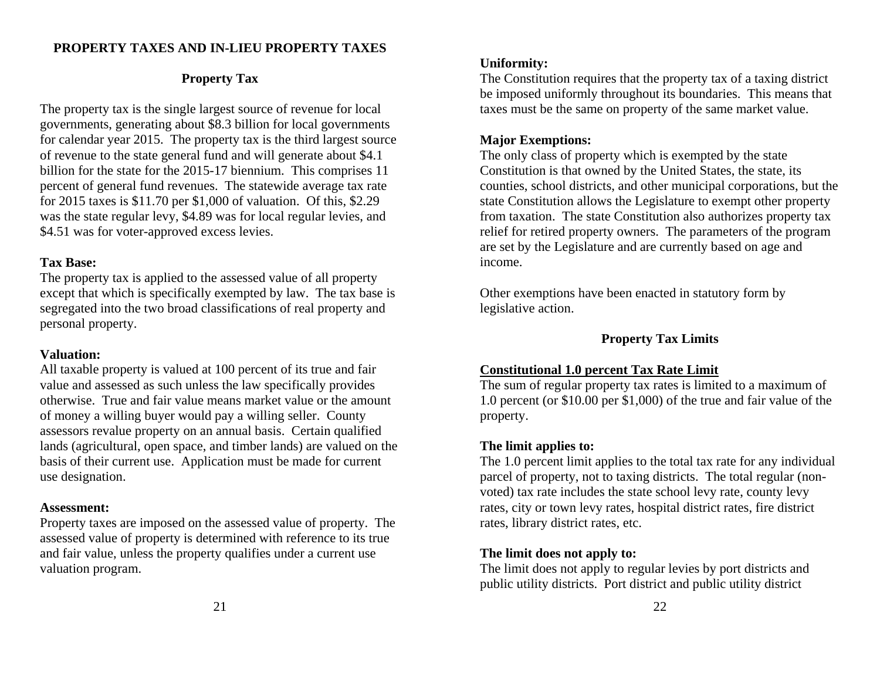## PROPERTY TAXES AND IN-LIEU PROPERTY TAXES

### Property Tax

The property tax is the single largest source of revenue for local governments, generating about $8.3 billion for local governments for calendar year 2015. The property tax is the third largest source of revenue to the state general fund and will generate about $4.1 billion for the state for the 2015-17 biennium. This comprises 11 percent of general fund revenues. The statewide average tax rate for 2015 taxes is $11.70 per $1,000 of valuation. Of this, $2.29 was the state regular levy, $4.89 was for local regular levies, and $4.51 was for voter-approved excess levies.

**Tax Base:**
The property tax is applied to the assessed value of all property except that which is specifically exempted by law. The tax base is segregated into the two broad classifications of real property and personal property.

**Valuation:**
All taxable property is valued at 100 percent of its true and fair value and assessed as such unless the law specifically provides otherwise. True and fair value means market value or the amount of money a willing buyer would pay a willing seller. County assessors revalue property on an annual basis. Certain qualified lands (agricultural, open space, and timber lands) are valued on the basis of their current use. Application must be made for current use designation.

**Assessment:**
Property taxes are imposed on the assessed value of property. The assessed value of property is determined with reference to its true and fair value, unless the property qualifies under a current use valuation program.

**Uniformity:**
The Constitution requires that the property tax of a taxing district be imposed uniformly throughout its boundaries. This means that taxes must be the same on property of the same market value.

**Major Exemptions:**
The only class of property which is exempted by the state Constitution is that owned by the United States, the state, its counties, school districts, and other municipal corporations, but the state Constitution allows the Legislature to exempt other property from taxation. The state Constitution also authorizes property tax relief for retired property owners. The parameters of the program are set by the Legislature and are currently based on age and income.

Other exemptions have been enacted in statutory form by legislative action.

### Property Tax Limits

**Constitutional 1.0 percent Tax Rate Limit**
The sum of regular property tax rates is limited to a maximum of 1.0 percent (or $10.00 per $1,000) of the true and fair value of the property.

**The limit applies to:**
The 1.0 percent limit applies to the total tax rate for any individual parcel of property, not to taxing districts. The total regular (non-voted) tax rate includes the state school levy rate, county levy rates, city or town levy rates, hospital district rates, fire district rates, library district rates, etc.

**The limit does not apply to:**
The limit does not apply to regular levies by port districts and public utility districts. Port district and public utility district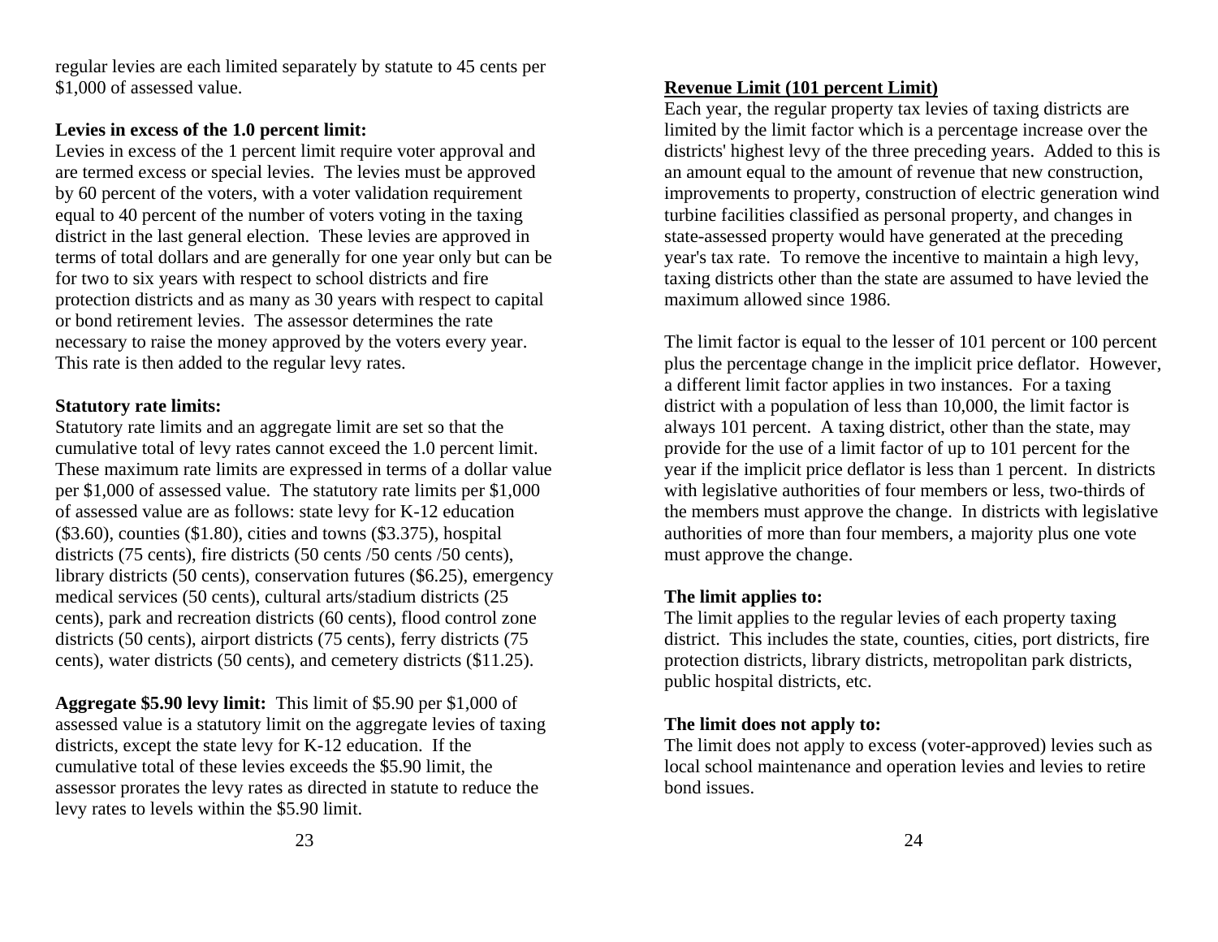regular levies are each limited separately by statute to 45 cents per $1,000 of assessed value.

**Levies in excess of the 1.0 percent limit:**
Levies in excess of the 1 percent limit require voter approval and are termed excess or special levies. The levies must be approved by 60 percent of the voters, with a voter validation requirement equal to 40 percent of the number of voters voting in the taxing district in the last general election. These levies are approved in terms of total dollars and are generally for one year only but can be for two to six years with respect to school districts and fire protection districts and as many as 30 years with respect to capital or bond retirement levies. The assessor determines the rate necessary to raise the money approved by the voters every year. This rate is then added to the regular levy rates.

**Statutory rate limits:**
Statutory rate limits and an aggregate limit are set so that the cumulative total of levy rates cannot exceed the 1.0 percent limit. These maximum rate limits are expressed in terms of a dollar value per $1,000 of assessed value. The statutory rate limits per $1,000 of assessed value are as follows: state levy for K-12 education ($3.60), counties ($1.80), cities and towns ($3.375), hospital districts (75 cents), fire districts (50 cents /50 cents /50 cents), library districts (50 cents), conservation futures ($6.25), emergency medical services (50 cents), cultural arts/stadium districts (25 cents), park and recreation districts (60 cents), flood control zone districts (50 cents), airport districts (75 cents), ferry districts (75 cents), water districts (50 cents), and cemetery districts ($11.25).

**Aggregate $5.90 levy limit:** This limit of $5.90 per $1,000 of assessed value is a statutory limit on the aggregate levies of taxing districts, except the state levy for K-12 education. If the cumulative total of these levies exceeds the $5.90 limit, the assessor prorates the levy rates as directed in statute to reduce the levy rates to levels within the $5.90 limit.

**Revenue Limit (101 percent Limit)**

Each year, the regular property tax levies of taxing districts are limited by the limit factor which is a percentage increase over the districts' highest levy of the three preceding years. Added to this is an amount equal to the amount of revenue that new construction, improvements to property, construction of electric generation wind turbine facilities classified as personal property, and changes in state-assessed property would have generated at the preceding year's tax rate. To remove the incentive to maintain a high levy, taxing districts other than the state are assumed to have levied the maximum allowed since 1986.

The limit factor is equal to the lesser of 101 percent or 100 percent plus the percentage change in the implicit price deflator. However, a different limit factor applies in two instances. For a taxing district with a population of less than 10,000, the limit factor is always 101 percent. A taxing district, other than the state, may provide for the use of a limit factor of up to 101 percent for the year if the implicit price deflator is less than 1 percent. In districts with legislative authorities of four members or less, two-thirds of the members must approve the change. In districts with legislative authorities of more than four members, a majority plus one vote must approve the change.

**The limit applies to:**
The limit applies to the regular levies of each property taxing district. This includes the state, counties, cities, port districts, fire protection districts, library districts, metropolitan park districts, public hospital districts, etc.

**The limit does not apply to:**
The limit does not apply to excess (voter-approved) levies such as local school maintenance and operation levies and levies to retire bond issues.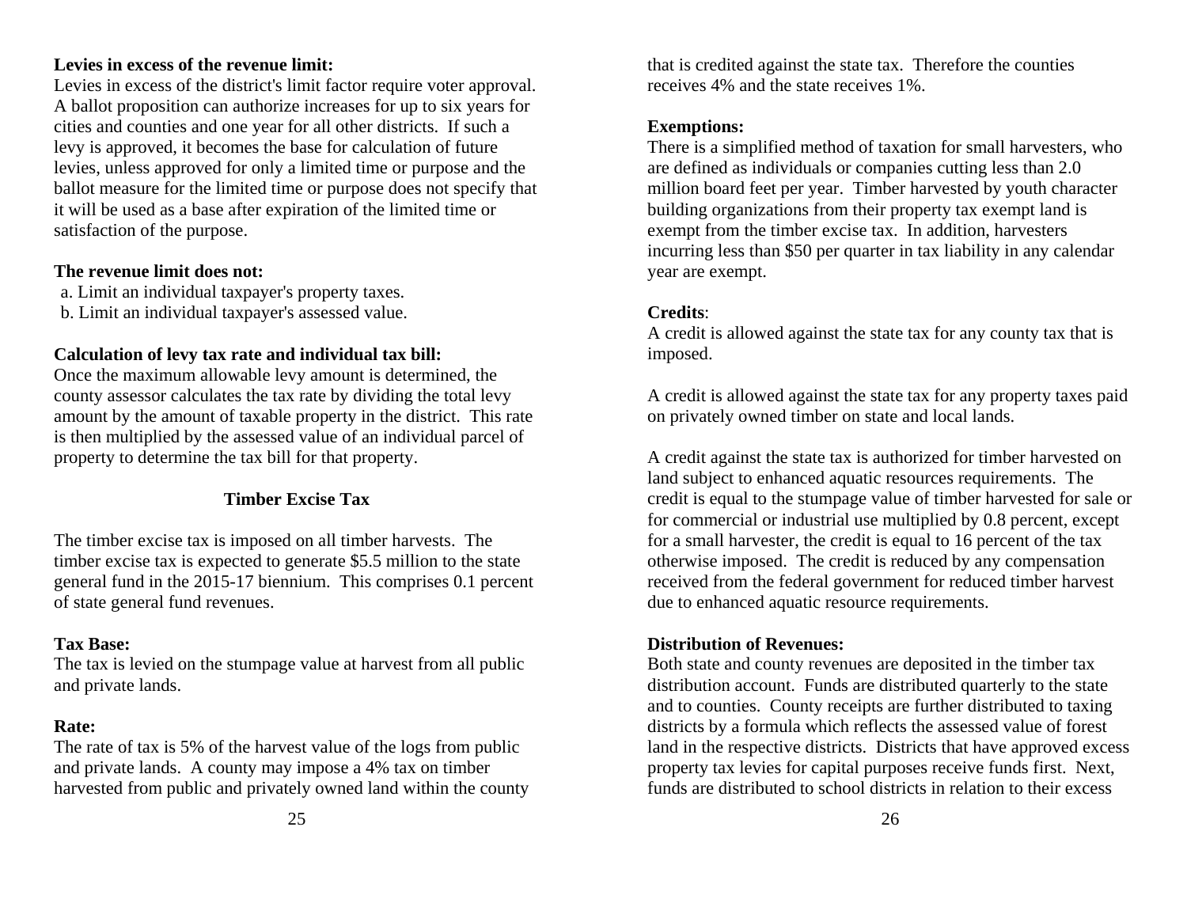**Levies in excess of the revenue limit:**
Levies in excess of the district's limit factor require voter approval. A ballot proposition can authorize increases for up to six years for cities and counties and one year for all other districts. If such a levy is approved, it becomes the base for calculation of future levies, unless approved for only a limited time or purpose and the ballot measure for the limited time or purpose does not specify that it will be used as a base after expiration of the limited time or satisfaction of the purpose.

**The revenue limit does not:**

a. Limit an individual taxpayer's property taxes.
b. Limit an individual taxpayer's assessed value.

**Calculation of levy tax rate and individual tax bill:**
Once the maximum allowable levy amount is determined, the county assessor calculates the tax rate by dividing the total levy amount by the amount of taxable property in the district. This rate is then multiplied by the assessed value of an individual parcel of property to determine the tax bill for that property.

## Timber Excise Tax

The timber excise tax is imposed on all timber harvests. The timber excise tax is expected to generate $5.5 million to the state general fund in the 2015-17 biennium. This comprises 0.1 percent of state general fund revenues.

**Tax Base:**
The tax is levied on the stumpage value at harvest from all public and private lands.

**Rate:**
The rate of tax is 5% of the harvest value of the logs from public and private lands. A county may impose a 4% tax on timber harvested from public and privately owned land within the county that is credited against the state tax. Therefore the counties receives 4% and the state receives 1%.

**Exemptions:**
There is a simplified method of taxation for small harvesters, who are defined as individuals or companies cutting less than 2.0 million board feet per year. Timber harvested by youth character building organizations from their property tax exempt land is exempt from the timber excise tax. In addition, harvesters incurring less than $50 per quarter in tax liability in any calendar year are exempt.

**Credits**:
A credit is allowed against the state tax for any county tax that is imposed.

A credit is allowed against the state tax for any property taxes paid on privately owned timber on state and local lands.

A credit against the state tax is authorized for timber harvested on land subject to enhanced aquatic resources requirements. The credit is equal to the stumpage value of timber harvested for sale or for commercial or industrial use multiplied by 0.8 percent, except for a small harvester, the credit is equal to 16 percent of the tax otherwise imposed. The credit is reduced by any compensation received from the federal government for reduced timber harvest due to enhanced aquatic resource requirements.

**Distribution of Revenues:**
Both state and county revenues are deposited in the timber tax distribution account. Funds are distributed quarterly to the state and to counties. County receipts are further distributed to taxing districts by a formula which reflects the assessed value of forest land in the respective districts. Districts that have approved excess property tax levies for capital purposes receive funds first. Next, funds are distributed to school districts in relation to their excess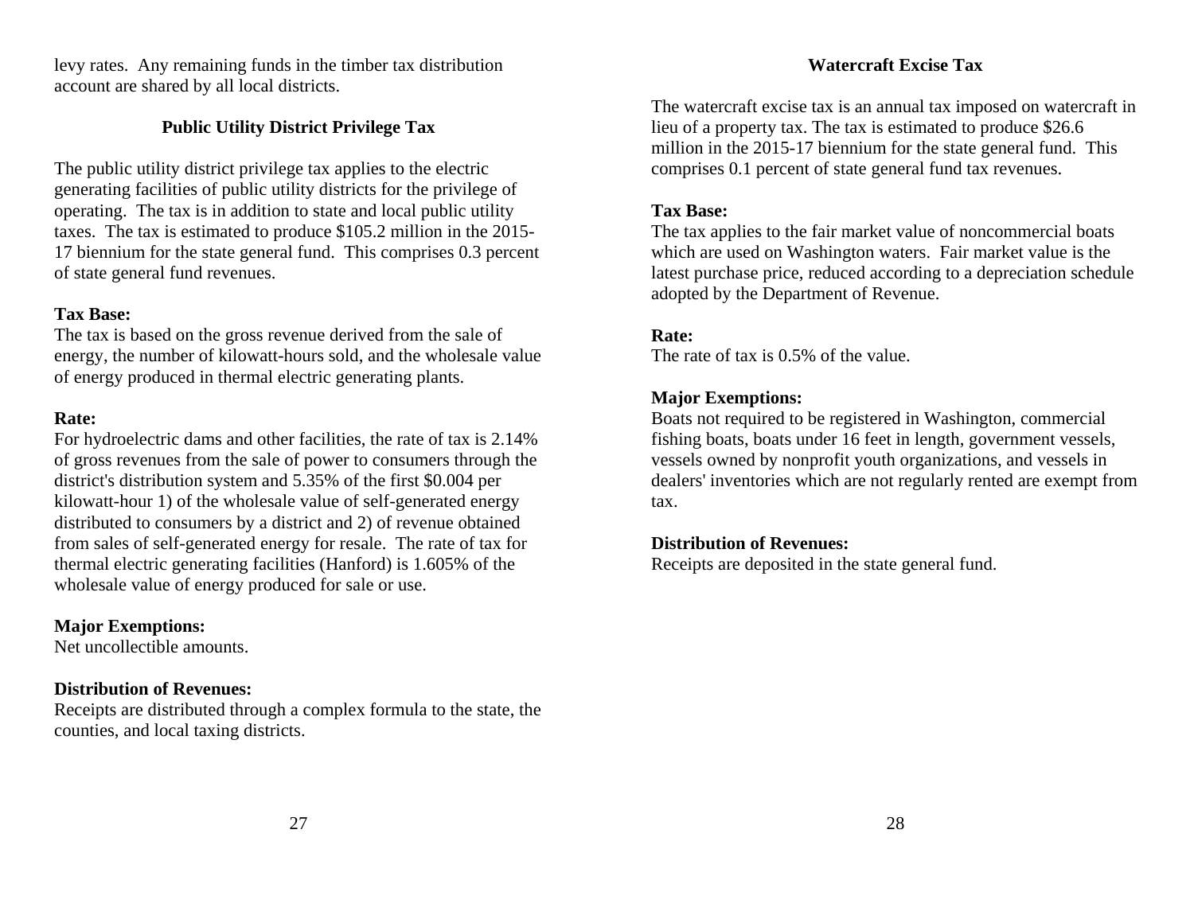levy rates. Any remaining funds in the timber tax distribution account are shared by all local districts.

## Public Utility District Privilege Tax

The public utility district privilege tax applies to the electric generating facilities of public utility districts for the privilege of operating. The tax is in addition to state and local public utility taxes. The tax is estimated to produce $105.2 million in the 2015-17 biennium for the state general fund. This comprises 0.3 percent of state general fund revenues.

**Tax Base:**
The tax is based on the gross revenue derived from the sale of energy, the number of kilowatt-hours sold, and the wholesale value of energy produced in thermal electric generating plants.

**Rate:**
For hydroelectric dams and other facilities, the rate of tax is 2.14% of gross revenues from the sale of power to consumers through the district's distribution system and 5.35% of the first $0.004 per kilowatt-hour 1) of the wholesale value of self-generated energy distributed to consumers by a district and 2) of revenue obtained from sales of self-generated energy for resale. The rate of tax for thermal electric generating facilities (Hanford) is 1.605% of the wholesale value of energy produced for sale or use.

**Major Exemptions:**
Net uncollectible amounts.

**Distribution of Revenues:**
Receipts are distributed through a complex formula to the state, the counties, and local taxing districts.

## Watercraft Excise Tax

The watercraft excise tax is an annual tax imposed on watercraft in lieu of a property tax. The tax is estimated to produce $26.6 million in the 2015-17 biennium for the state general fund. This comprises 0.1 percent of state general fund tax revenues.

**Tax Base:**
The tax applies to the fair market value of noncommercial boats which are used on Washington waters. Fair market value is the latest purchase price, reduced according to a depreciation schedule adopted by the Department of Revenue.

**Rate:**
The rate of tax is 0.5% of the value.

**Major Exemptions:**
Boats not required to be registered in Washington, commercial fishing boats, boats under 16 feet in length, government vessels, vessels owned by nonprofit youth organizations, and vessels in dealers' inventories which are not regularly rented are exempt from tax.

**Distribution of Revenues:**
Receipts are deposited in the state general fund.